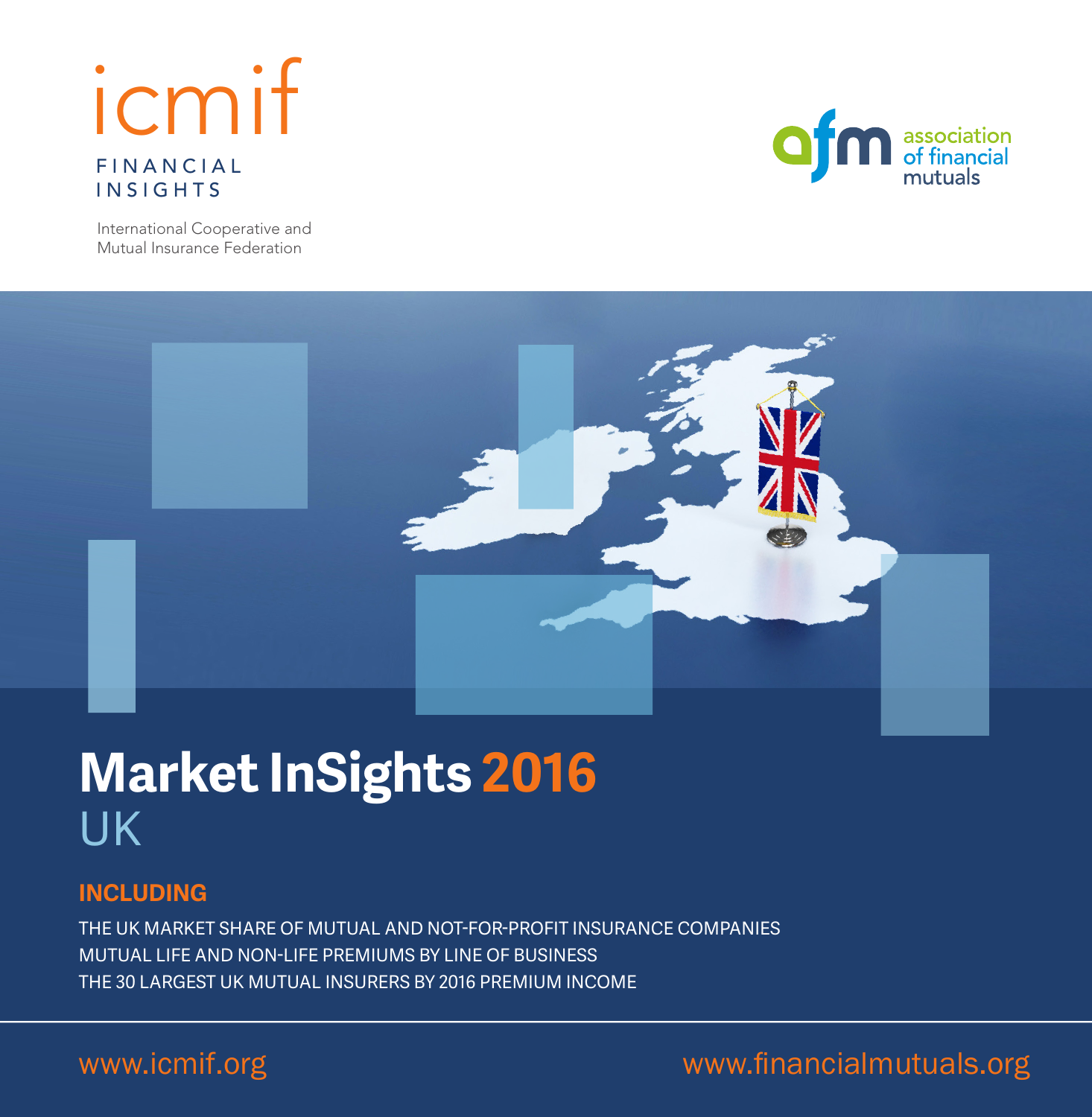icmif

FINANCIAL INSIGHTS

International Cooperative and Mutual Insurance Federation

afm association of financial mutuals

# Market InSights 2016

## UK

**INCLUDING**

THE UK MARKET SHARE OF MUTUAL AND NOT-FOR-PROFIT INSURANCE COMPANIES

MUTUAL LIFE AND NON-LIFE PREMIUMS BY LINE OF BUSINESS

THE 30 LARGEST UK MUTUAL INSURERS BY 2016 PREMIUM INCOME

www.icmif.org

www.financialmutuals.org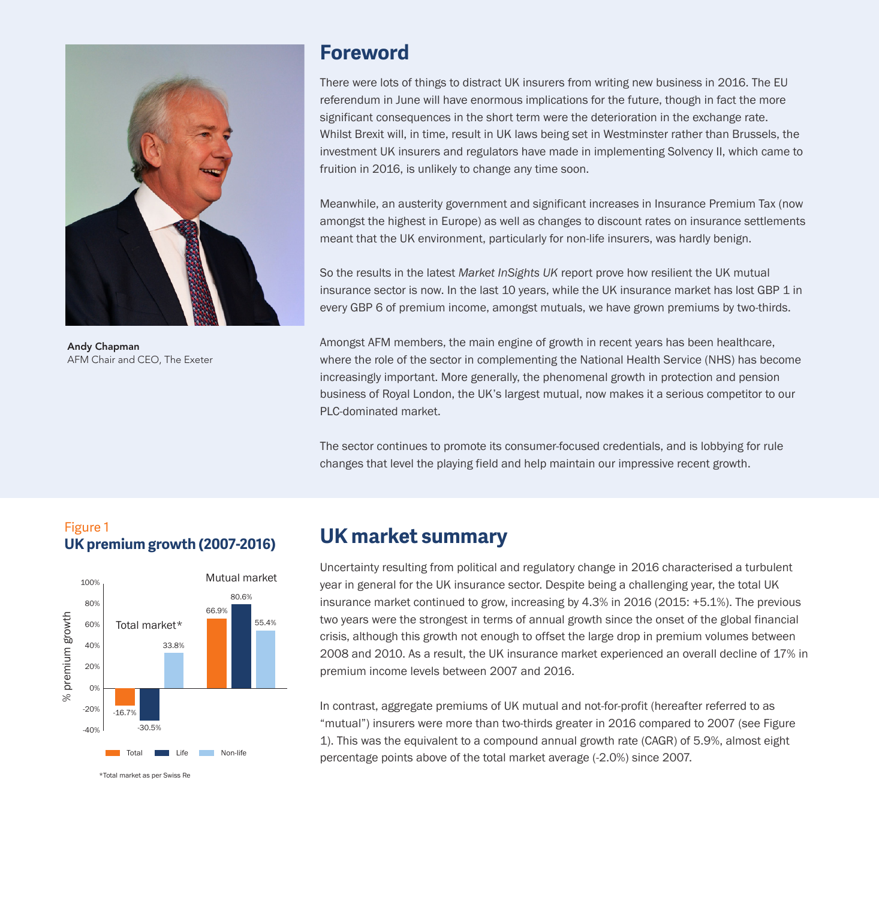## Foreword

There were lots of things to distract UK insurers from writing new business in 2016. The EU referendum in June will have enormous implications for the future, though in fact the more significant consequences in the short term were the deterioration in the exchange rate. Whilst Brexit will, in time, result in UK laws being set in Westminster rather than Brussels, the investment UK insurers and regulators have made in implementing Solvency II, which came to fruition in 2016, is unlikely to change any time soon.

Meanwhile, an austerity government and significant increases in Insurance Premium Tax (now amongst the highest in Europe) as well as changes to discount rates on insurance settlements meant that the UK environment, particularly for non-life insurers, was hardly benign.

So the results in the latest *Market InSights UK* report prove how resilient the UK mutual insurance sector is now. In the last 10 years, while the UK insurance market has lost GBP 1 in every GBP 6 of premium income, amongst mutuals, we have grown premiums by two-thirds.

Amongst AFM members, the main engine of growth in recent years has been healthcare, where the role of the sector in complementing the National Health Service (NHS) has become increasingly important. More generally, the phenomenal growth in protection and pension business of Royal London, the UK's largest mutual, now makes it a serious competitor to our PLC-dominated market.

The sector continues to promote its consumer-focused credentials, and is lobbying for rule changes that level the playing field and help maintain our impressive recent growth.

**Andy Chapman**
AFM Chair and CEO, The Exeter

Figure 1
**UK premium growth (2007-2016)**

| % premium growth | Total | Life | Non-life |
|---|---|---|---|
| Total market* | -16.7% | -30.5% | 33.8% |
| Mutual market | 66.9% | 80.6% | 55.4% |

*Total market as per Swiss Re

## UK market summary

Uncertainty resulting from political and regulatory change in 2016 characterised a turbulent year in general for the UK insurance sector. Despite being a challenging year, the total UK insurance market continued to grow, increasing by 4.3% in 2016 (2015: +5.1%). The previous two years were the strongest in terms of annual growth since the onset of the global financial crisis, although this growth not enough to offset the large drop in premium volumes between 2008 and 2010. As a result, the UK insurance market experienced an overall decline of 17% in premium income levels between 2007 and 2016.

In contrast, aggregate premiums of UK mutual and not-for-profit (hereafter referred to as "mutual") insurers were more than two-thirds greater in 2016 compared to 2007 (see Figure 1). This was the equivalent to a compound annual growth rate (CAGR) of 5.9%, almost eight percentage points above of the total market average (-2.0%) since 2007.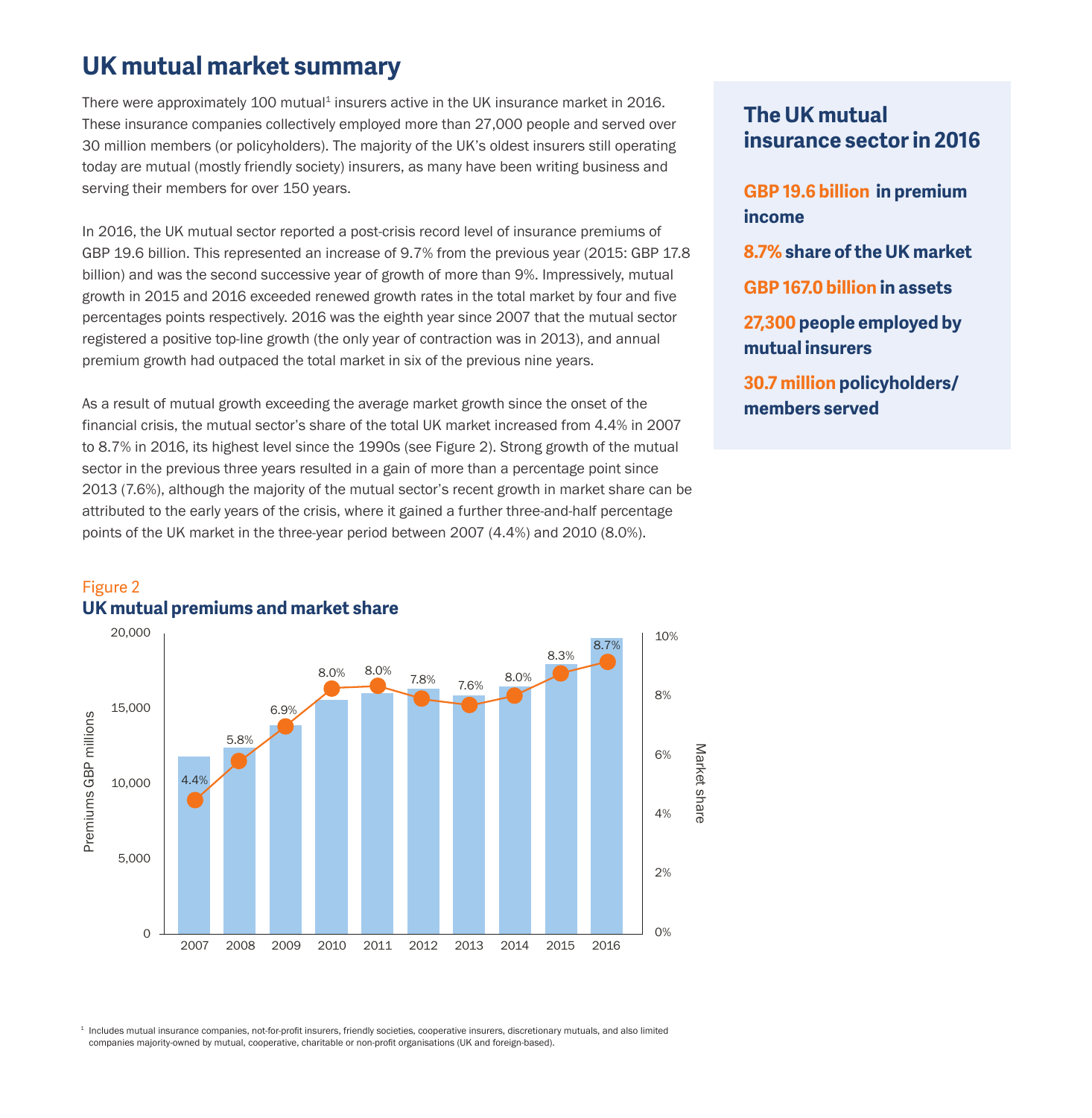# UK mutual market summary

There were approximately 100 mutual[1] insurers active in the UK insurance market in 2016. These insurance companies collectively employed more than 27,000 people and served over 30 million members (or policyholders). The majority of the UK's oldest insurers still operating today are mutual (mostly friendly society) insurers, as many have been writing business and serving their members for over 150 years.

In 2016, the UK mutual sector reported a post-crisis record level of insurance premiums of GBP 19.6 billion. This represented an increase of 9.7% from the previous year (2015: GBP 17.8 billion) and was the second successive year of growth of more than 9%. Impressively, mutual growth in 2015 and 2016 exceeded renewed growth rates in the total market by four and five percentages points respectively. 2016 was the eighth year since 2007 that the mutual sector registered a positive top-line growth (the only year of contraction was in 2013), and annual premium growth had outpaced the total market in six of the previous nine years.

As a result of mutual growth exceeding the average market growth since the onset of the financial crisis, the mutual sector's share of the total UK market increased from 4.4% in 2007 to 8.7% in 2016, its highest level since the 1990s (see Figure 2). Strong growth of the mutual sector in the previous three years resulted in a gain of more than a percentage point since 2013 (7.6%), although the majority of the mutual sector's recent growth in market share can be attributed to the early years of the crisis, where it gained a further three-and-half percentage points of the UK market in the three-year period between 2007 (4.4%) and 2010 (8.0%).

## The UK mutual insurance sector in 2016

**GBP 19.6 billion** in premium income

**8.7%** share of the UK market

**GBP 167.0 billion** in assets

**27,300** people employed by mutual insurers

**30.7 million** policyholders/ members served

Figure 2

**UK mutual premiums and market share**

| Year | Market share |
| --- | --- |
| 2007 | 4.4% |
| 2008 | 5.8% |
| 2009 | 6.9% |
| 2010 | 8.0% |
| 2011 | 8.0% |
| 2012 | 7.8% |
| 2013 | 7.6% |
| 2014 | 8.0% |
| 2015 | 8.3% |
| 2016 | 8.7% |

[1] Includes mutual insurance companies, not-for-profit insurers, friendly societies, cooperative insurers, discretionary mutuals, and also limited companies majority-owned by mutual, cooperative, charitable or non-profit organisations (UK and foreign-based).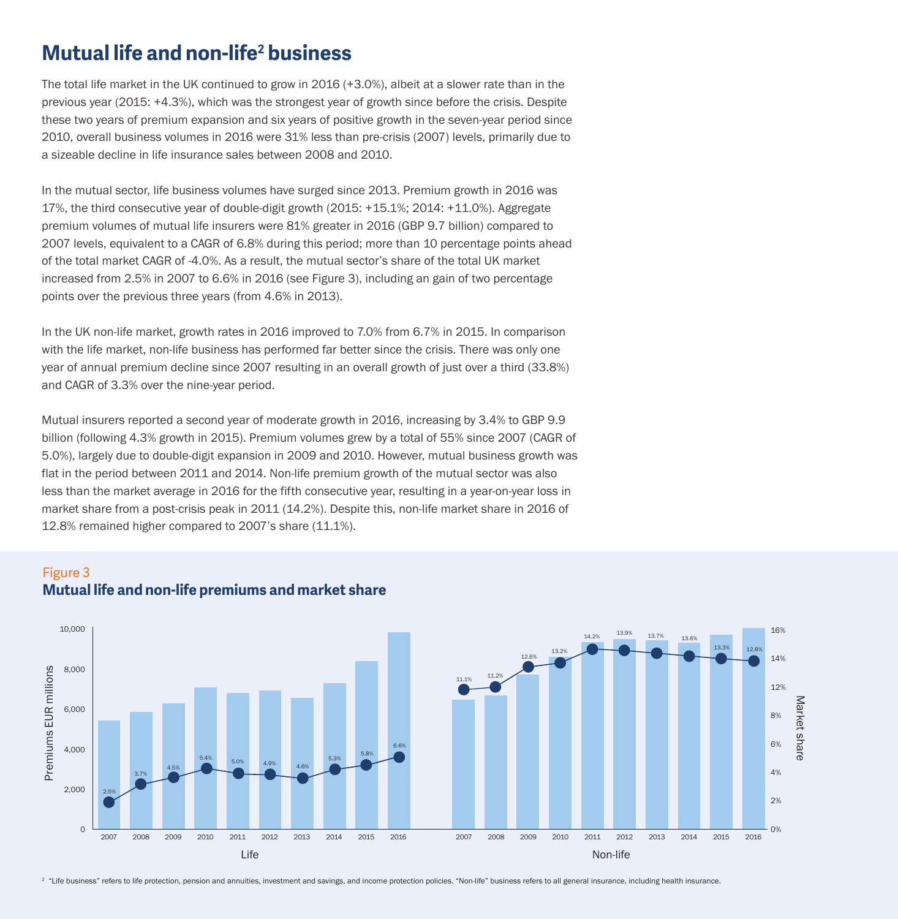# Mutual life and non-life[2] business

The total life market in the UK continued to grow in 2016 (+3.0%), albeit at a slower rate than in the previous year (2015: +4.3%), which was the strongest year of growth since before the crisis. Despite these two years of premium expansion and six years of positive growth in the seven-year period since 2010, overall business volumes in 2016 were 31% less than pre-crisis (2007) levels, primarily due to a sizeable decline in life insurance sales between 2008 and 2010.

In the mutual sector, life business volumes have surged since 2013. Premium growth in 2016 was 17%, the third consecutive year of double-digit growth (2015: +15.1%; 2014: +11.0%). Aggregate premium volumes of mutual life insurers were 81% greater in 2016 (GBP 9.7 billion) compared to 2007 levels, equivalent to a CAGR of 6.8% during this period; more than 10 percentage points ahead of the total market CAGR of -4.0%. As a result, the mutual sector's share of the total UK market increased from 2.5% in 2007 to 6.6% in 2016 (see Figure 3), including an gain of two percentage points over the previous three years (from 4.6% in 2013).

In the UK non-life market, growth rates in 2016 improved to 7.0% from 6.7% in 2015. In comparison with the life market, non-life business has performed far better since the crisis. There was only one year of annual premium decline since 2007 resulting in an overall growth of just over a third (33.8%) and CAGR of 3.3% over the nine-year period.

Mutual insurers reported a second year of moderate growth in 2016, increasing by 3.4% to GBP 9.9 billion (following 4.3% growth in 2015). Premium volumes grew by a total of 55% since 2007 (CAGR of 5.0%), largely due to double-digit expansion in 2009 and 2010. However, mutual business growth was flat in the period between 2011 and 2014. Non-life premium growth of the mutual sector was also less than the market average in 2016 for the fifth consecutive year, resulting in a year-on-year loss in market share from a post-crisis peak in 2011 (14.2%). Despite this, non-life market share in 2016 of 12.8% remained higher compared to 2007's share (11.1%).

Figure 3

**Mutual life and non-life premiums and market share**

Market share (Premiums EUR millions shown as bars):

| Year | Life market share | Non-life market share |
|---|---|---|
| 2007 | 2.5% | 11.1% |
| 2008 | 3.7% | 11.2% |
| 2009 | 4.5% | 12.6% |
| 2010 | 5.4% | 13.2% |
| 2011 | 5.0% | 14.2% |
| 2012 | 4.9% | 13.9% |
| 2013 | 4.6% | 13.7% |
| 2014 | 5.3% | 13.6% |
| 2015 | 5.8% | 13.3% |
| 2016 | 6.6% | 12.8% |

[2] "Life business" refers to life protection, pension and annuities, investment and savings, and income protection policies. "Non-life" business refers to all general insurance, including health insurance.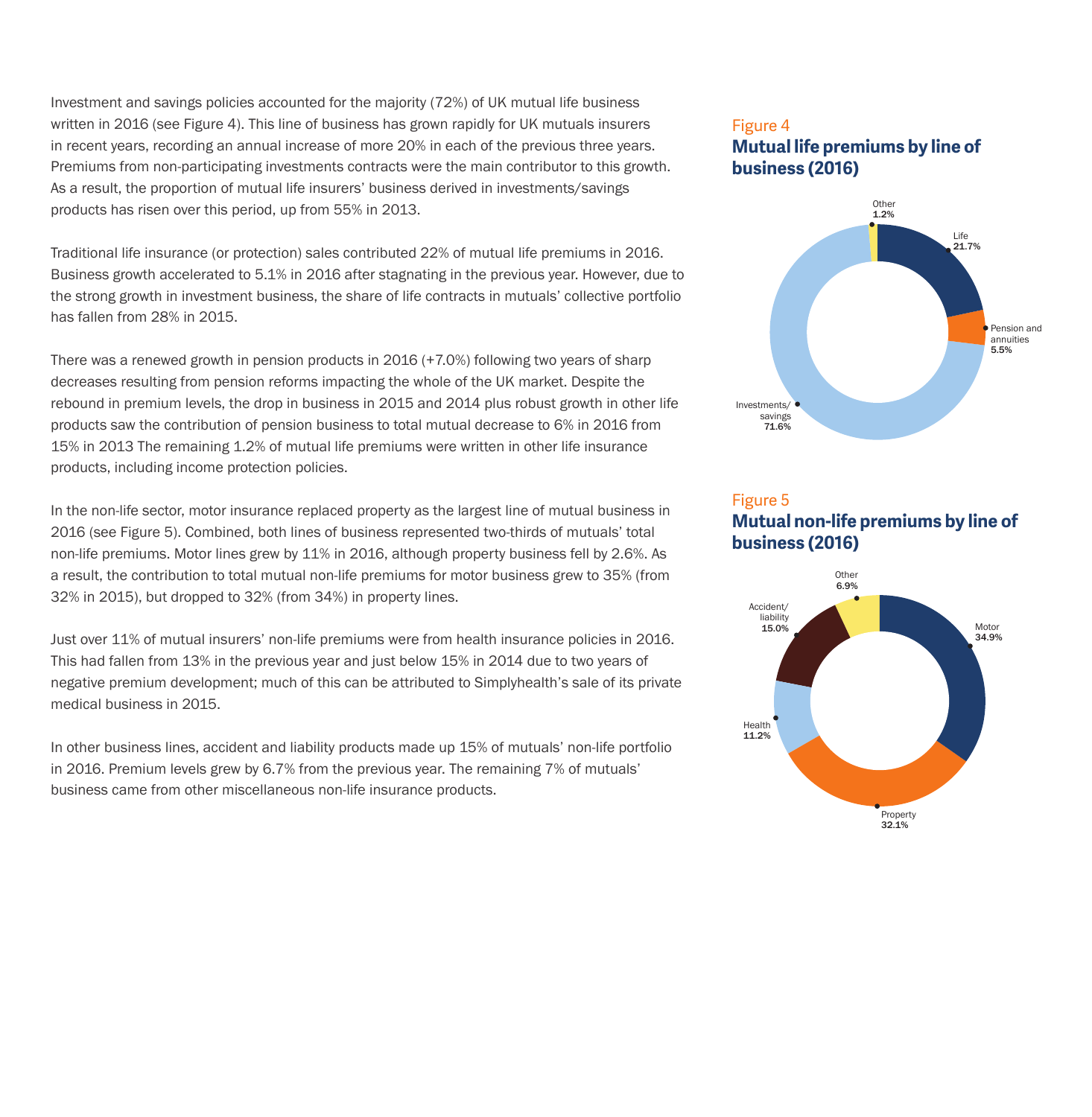Investment and savings policies accounted for the majority (72%) of UK mutual life business written in 2016 (see Figure 4). This line of business has grown rapidly for UK mutuals insurers in recent years, recording an annual increase of more 20% in each of the previous three years. Premiums from non-participating investments contracts were the main contributor to this growth. As a result, the proportion of mutual life insurers' business derived in investments/savings products has risen over this period, up from 55% in 2013.

Traditional life insurance (or protection) sales contributed 22% of mutual life premiums in 2016. Business growth accelerated to 5.1% in 2016 after stagnating in the previous year. However, due to the strong growth in investment business, the share of life contracts in mutuals' collective portfolio has fallen from 28% in 2015.

There was a renewed growth in pension products in 2016 (+7.0%) following two years of sharp decreases resulting from pension reforms impacting the whole of the UK market. Despite the rebound in premium levels, the drop in business in 2015 and 2014 plus robust growth in other life products saw the contribution of pension business to total mutual decrease to 6% in 2016 from 15% in 2013 The remaining 1.2% of mutual life premiums were written in other life insurance products, including income protection policies.

In the non-life sector, motor insurance replaced property as the largest line of mutual business in 2016 (see Figure 5). Combined, both lines of business represented two-thirds of mutuals' total non-life premiums. Motor lines grew by 11% in 2016, although property business fell by 2.6%. As a result, the contribution to total mutual non-life premiums for motor business grew to 35% (from 32% in 2015), but dropped to 32% (from 34%) in property lines.

Just over 11% of mutual insurers' non-life premiums were from health insurance policies in 2016. This had fallen from 13% in the previous year and just below 15% in 2014 due to two years of negative premium development; much of this can be attributed to Simplyhealth's sale of its private medical business in 2015.

In other business lines, accident and liability products made up 15% of mutuals' non-life portfolio in 2016. Premium levels grew by 6.7% from the previous year. The remaining 7% of mutuals' business came from other miscellaneous non-life insurance products.

Figure 4
**Mutual life premiums by line of business (2016)**

| Line of business | Share |
|---|---|
| Life | 21.7% |
| Pension and annuities | 5.5% |
| Investments/savings | 71.6% |
| Other | 1.2% |

Figure 5
**Mutual non-life premiums by line of business (2016)**

| Line of business | Share |
|---|---|
| Motor | 34.9% |
| Property | 32.1% |
| Health | 11.2% |
| Accident/liability | 15.0% |
| Other | 6.9% |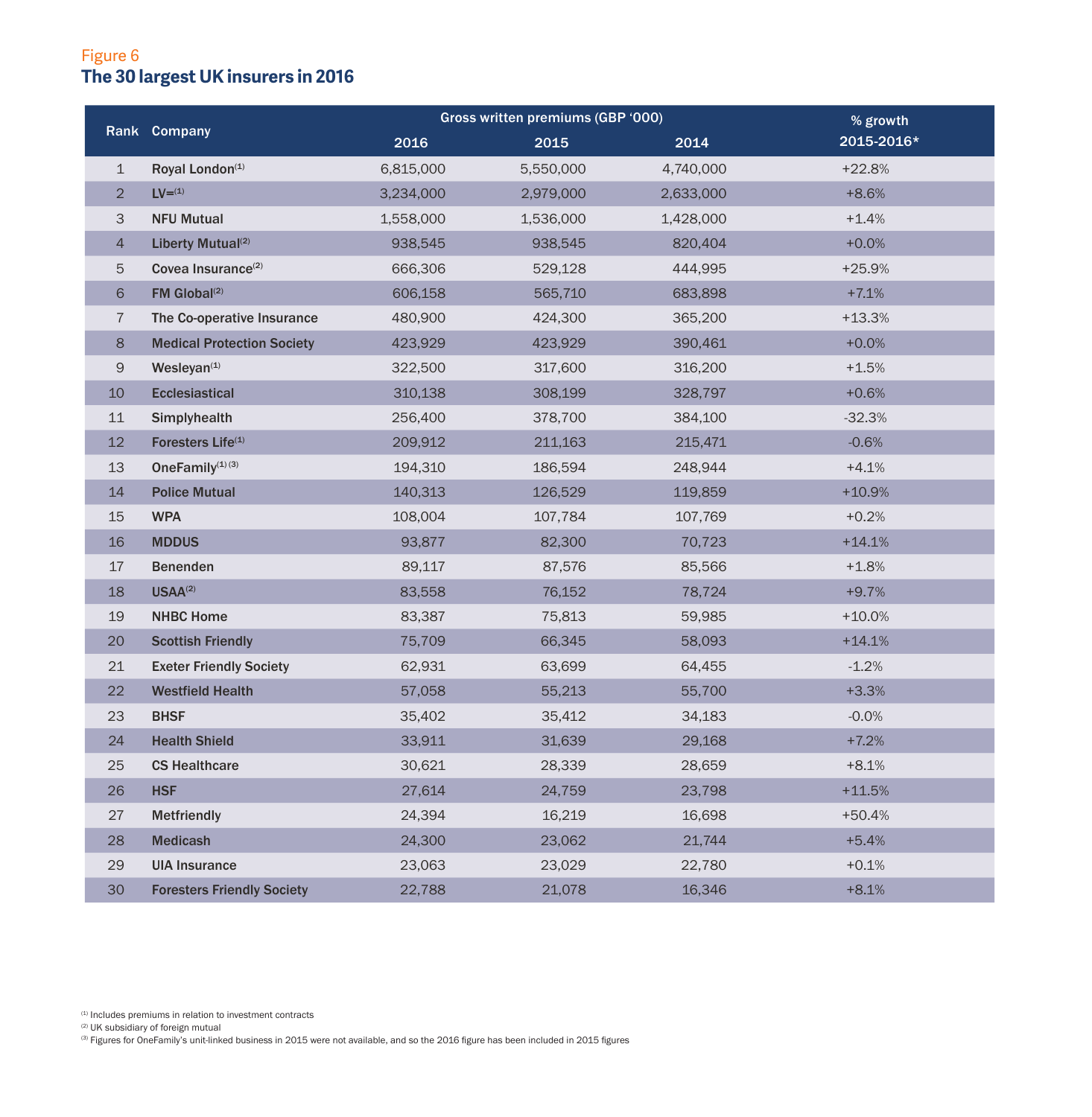Figure 6

## The 30 largest UK insurers in 2016

| Rank | Company | Gross written premiums (GBP '000) | | | % growth 2015-2016* |
|---|---|---|---|---|---|
| | | 2016 | 2015 | 2014 | |
| 1 | Royal London[1] | 6,815,000 | 5,550,000 | 4,740,000 | +22.8% |
| 2 | LV=[1] | 3,234,000 | 2,979,000 | 2,633,000 | +8.6% |
| 3 | NFU Mutual | 1,558,000 | 1,536,000 | 1,428,000 | +1.4% |
| 4 | Liberty Mutual[2] | 938,545 | 938,545 | 820,404 | +0.0% |
| 5 | Covea Insurance[2] | 666,306 | 529,128 | 444,995 | +25.9% |
| 6 | FM Global[2] | 606,158 | 565,710 | 683,898 | +7.1% |
| 7 | The Co-operative Insurance | 480,900 | 424,300 | 365,200 | +13.3% |
| 8 | Medical Protection Society | 423,929 | 423,929 | 390,461 | +0.0% |
| 9 | Wesleyan[1] | 322,500 | 317,600 | 316,200 | +1.5% |
| 10 | Ecclesiastical | 310,138 | 308,199 | 328,797 | +0.6% |
| 11 | Simplyhealth | 256,400 | 378,700 | 384,100 | -32.3% |
| 12 | Foresters Life[1] | 209,912 | 211,163 | 215,471 | -0.6% |
| 13 | OneFamily[1] [3] | 194,310 | 186,594 | 248,944 | +4.1% |
| 14 | Police Mutual | 140,313 | 126,529 | 119,859 | +10.9% |
| 15 | WPA | 108,004 | 107,784 | 107,769 | +0.2% |
| 16 | MDDUS | 93,877 | 82,300 | 70,723 | +14.1% |
| 17 | Benenden | 89,117 | 87,576 | 85,566 | +1.8% |
| 18 | USAA[2] | 83,558 | 76,152 | 78,724 | +9.7% |
| 19 | NHBC Home | 83,387 | 75,813 | 59,985 | +10.0% |
| 20 | Scottish Friendly | 75,709 | 66,345 | 58,093 | +14.1% |
| 21 | Exeter Friendly Society | 62,931 | 63,699 | 64,455 | -1.2% |
| 22 | Westfield Health | 57,058 | 55,213 | 55,700 | +3.3% |
| 23 | BHSF | 35,402 | 35,412 | 34,183 | -0.0% |
| 24 | Health Shield | 33,911 | 31,639 | 29,168 | +7.2% |
| 25 | CS Healthcare | 30,621 | 28,339 | 28,659 | +8.1% |
| 26 | HSF | 27,614 | 24,759 | 23,798 | +11.5% |
| 27 | Metfriendly | 24,394 | 16,219 | 16,698 | +50.4% |
| 28 | Medicash | 24,300 | 23,062 | 21,744 | +5.4% |
| 29 | UIA Insurance | 23,063 | 23,029 | 22,780 | +0.1% |
| 30 | Foresters Friendly Society | 22,788 | 21,078 | 16,346 | +8.1% |

[1] Includes premiums in relation to investment contracts
[2] UK subsidiary of foreign mutual
[3] Figures for OneFamily's unit-linked business in 2015 were not available, and so the 2016 figure has been included in 2015 figures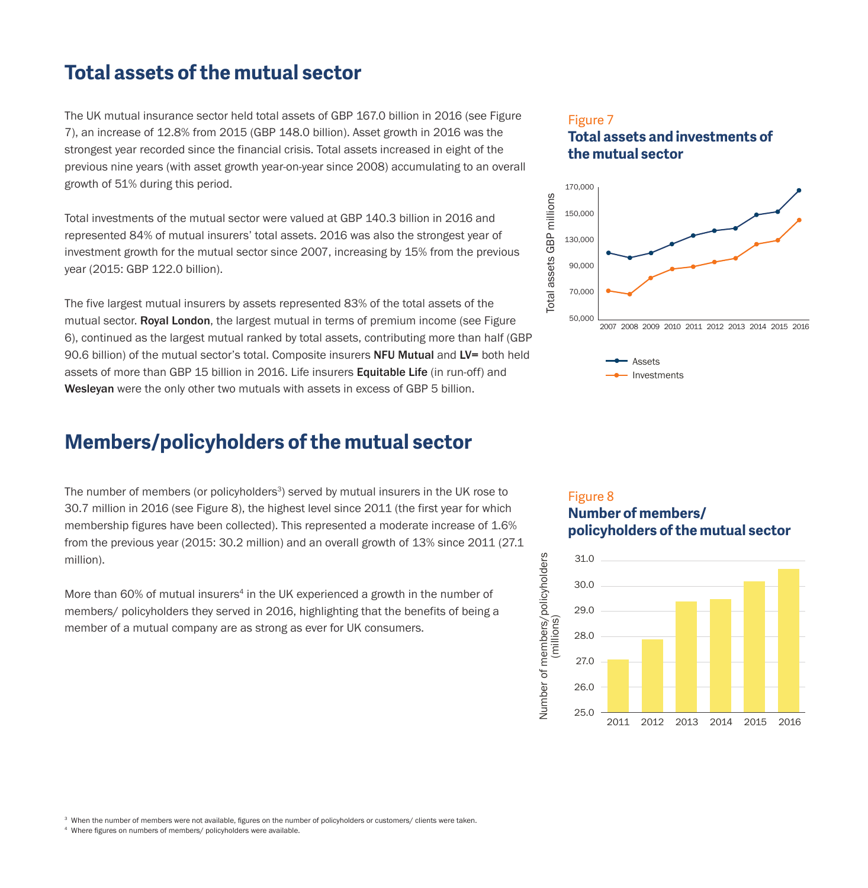## Total assets of the mutual sector

The UK mutual insurance sector held total assets of GBP 167.0 billion in 2016 (see Figure 7), an increase of 12.8% from 2015 (GBP 148.0 billion). Asset growth in 2016 was the strongest year recorded since the financial crisis. Total assets increased in eight of the previous nine years (with asset growth year-on-year since 2008) accumulating to an overall growth of 51% during this period.

Total investments of the mutual sector were valued at GBP 140.3 billion in 2016 and represented 84% of mutual insurers' total assets. 2016 was also the strongest year of investment growth for the mutual sector since 2007, increasing by 15% from the previous year (2015: GBP 122.0 billion).

The five largest mutual insurers by assets represented 83% of the total assets of the mutual sector. **Royal London**, the largest mutual in terms of premium income (see Figure 6), continued as the largest mutual ranked by total assets, contributing more than half (GBP 90.6 billion) of the mutual sector's total. Composite insurers **NFU Mutual** and **LV=** both held assets of more than GBP 15 billion in 2016. Life insurers **Equitable Life** (in run-off) and **Wesleyan** were the only other two mutuals with assets in excess of GBP 5 billion.

Figure 7

**Total assets and investments of the mutual sector**

## Members/policyholders of the mutual sector

The number of members (or policyholders[3]) served by mutual insurers in the UK rose to 30.7 million in 2016 (see Figure 8), the highest level since 2011 (the first year for which membership figures have been collected). This represented a moderate increase of 1.6% from the previous year (2015: 30.2 million) and an overall growth of 13% since 2011 (27.1 million).

More than 60% of mutual insurers[4] in the UK experienced a growth in the number of members/ policyholders they served in 2016, highlighting that the benefits of being a member of a mutual company are as strong as ever for UK consumers.

Figure 8

**Number of members/ policyholders of the mutual sector**

[3] When the number of members were not available, figures on the number of policyholders or customers/ clients were taken.

[4] Where figures on numbers of members/ policyholders were available.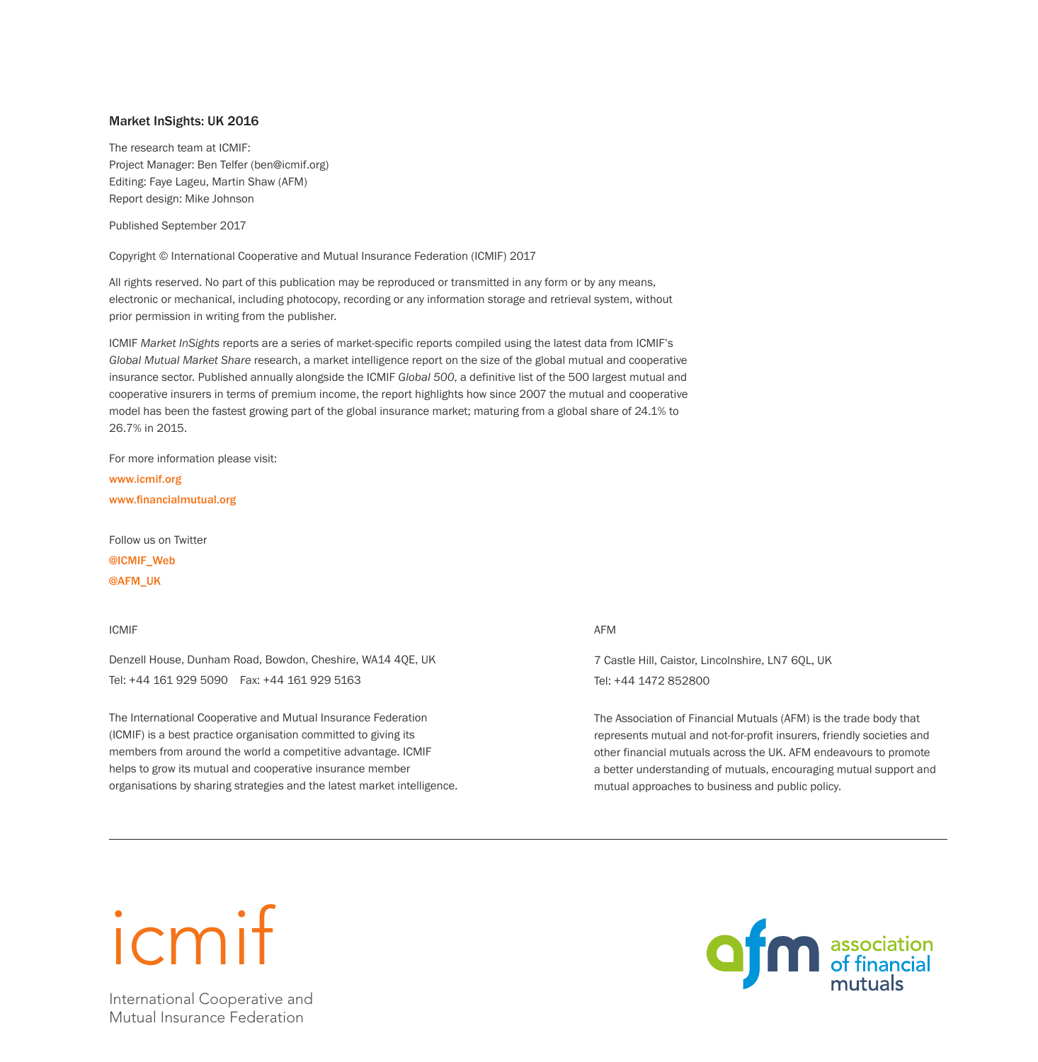## Market InSights: UK 2016

The research team at ICMIF:
Project Manager: Ben Telfer (ben@icmif.org)
Editing: Faye Lageu, Martin Shaw (AFM)
Report design: Mike Johnson

Published September 2017

Copyright © International Cooperative and Mutual Insurance Federation (ICMIF) 2017

All rights reserved. No part of this publication may be reproduced or transmitted in any form or by any means, electronic or mechanical, including photocopy, recording or any information storage and retrieval system, without prior permission in writing from the publisher.

ICMIF *Market InSights* reports are a series of market-specific reports compiled using the latest data from ICMIF's *Global Mutual Market Share* research, a market intelligence report on the size of the global mutual and cooperative insurance sector. Published annually alongside the ICMIF *Global 500*, a definitive list of the 500 largest mutual and cooperative insurers in terms of premium income, the report highlights how since 2007 the mutual and cooperative model has been the fastest growing part of the global insurance market; maturing from a global share of 24.1% to 26.7% in 2015.

For more information please visit:

**www.icmif.org**

**www.financialmutual.org**

Follow us on Twitter

**@ICMIF_Web**

**@AFM_UK**

ICMIF

Denzell House, Dunham Road, Bowdon, Cheshire, WA14 4QE, UK
Tel: +44 161 929 5090 Fax: +44 161 929 5163

The International Cooperative and Mutual Insurance Federation (ICMIF) is a best practice organisation committed to giving its members from around the world a competitive advantage. ICMIF helps to grow its mutual and cooperative insurance member organisations by sharing strategies and the latest market intelligence.

AFM

7 Castle Hill, Caistor, Lincolnshire, LN7 6QL, UK
Tel: +44 1472 852800

The Association of Financial Mutuals (AFM) is the trade body that represents mutual and not-for-profit insurers, friendly societies and other financial mutuals across the UK. AFM endeavours to promote a better understanding of mutuals, encouraging mutual support and mutual approaches to business and public policy.

icmif

International Cooperative and Mutual Insurance Federation

afm association of financial mutuals